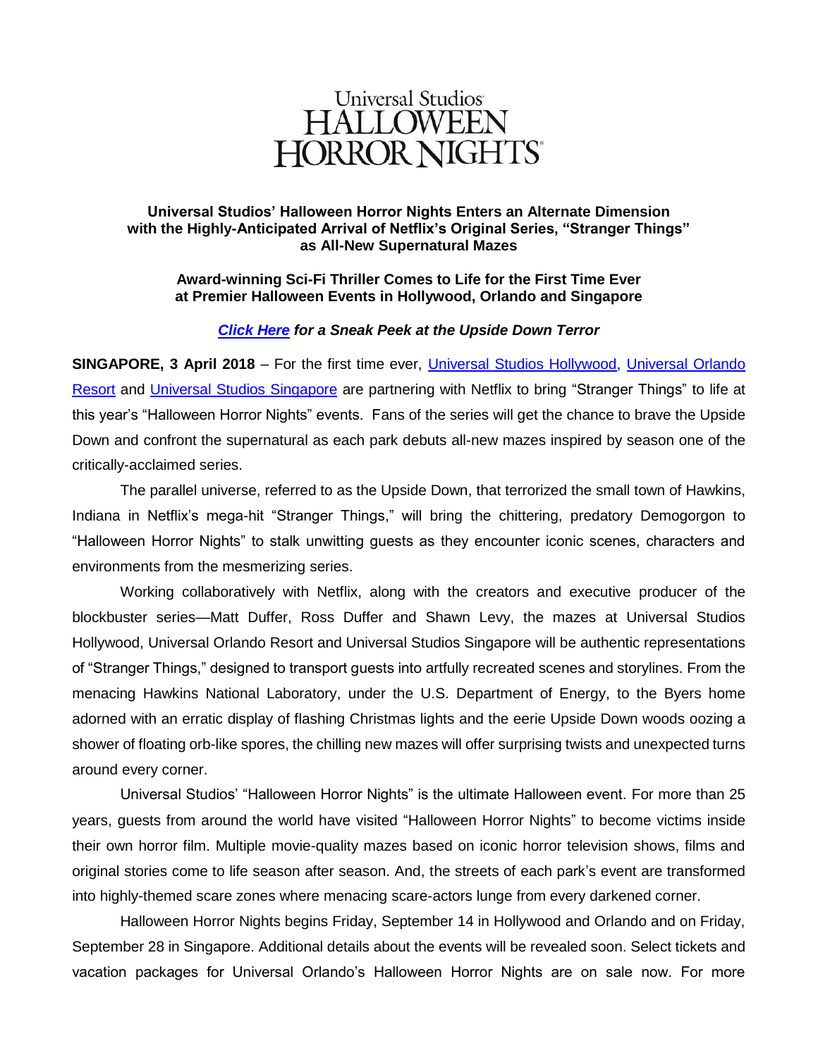# Universal Studios HALLOWEEN HORROR NIGHTS

**Universal Studios' Halloween Horror Nights Enters an Alternate Dimension with the Highly-Anticipated Arrival of Netflix's Original Series, "Stranger Things" as All-New Supernatural Mazes**

**Award-winning Sci-Fi Thriller Comes to Life for the First Time Ever at Premier Halloween Events in Hollywood, Orlando and Singapore**

***Click Here** for a Sneak Peek at the Upside Down Terror*

**SINGAPORE, 3 April 2018** – For the first time ever, Universal Studios Hollywood, Universal Orlando Resort and Universal Studios Singapore are partnering with Netflix to bring "Stranger Things" to life at this year's "Halloween Horror Nights" events. Fans of the series will get the chance to brave the Upside Down and confront the supernatural as each park debuts all-new mazes inspired by season one of the critically-acclaimed series.

The parallel universe, referred to as the Upside Down, that terrorized the small town of Hawkins, Indiana in Netflix's mega-hit "Stranger Things," will bring the chittering, predatory Demogorgon to "Halloween Horror Nights" to stalk unwitting guests as they encounter iconic scenes, characters and environments from the mesmerizing series.

Working collaboratively with Netflix, along with the creators and executive producer of the blockbuster series—Matt Duffer, Ross Duffer and Shawn Levy, the mazes at Universal Studios Hollywood, Universal Orlando Resort and Universal Studios Singapore will be authentic representations of "Stranger Things," designed to transport guests into artfully recreated scenes and storylines. From the menacing Hawkins National Laboratory, under the U.S. Department of Energy, to the Byers home adorned with an erratic display of flashing Christmas lights and the eerie Upside Down woods oozing a shower of floating orb-like spores, the chilling new mazes will offer surprising twists and unexpected turns around every corner.

Universal Studios' "Halloween Horror Nights" is the ultimate Halloween event. For more than 25 years, guests from around the world have visited "Halloween Horror Nights" to become victims inside their own horror film. Multiple movie-quality mazes based on iconic horror television shows, films and original stories come to life season after season. And, the streets of each park's event are transformed into highly-themed scare zones where menacing scare-actors lunge from every darkened corner.

Halloween Horror Nights begins Friday, September 14 in Hollywood and Orlando and on Friday, September 28 in Singapore. Additional details about the events will be revealed soon. Select tickets and vacation packages for Universal Orlando's Halloween Horror Nights are on sale now. For more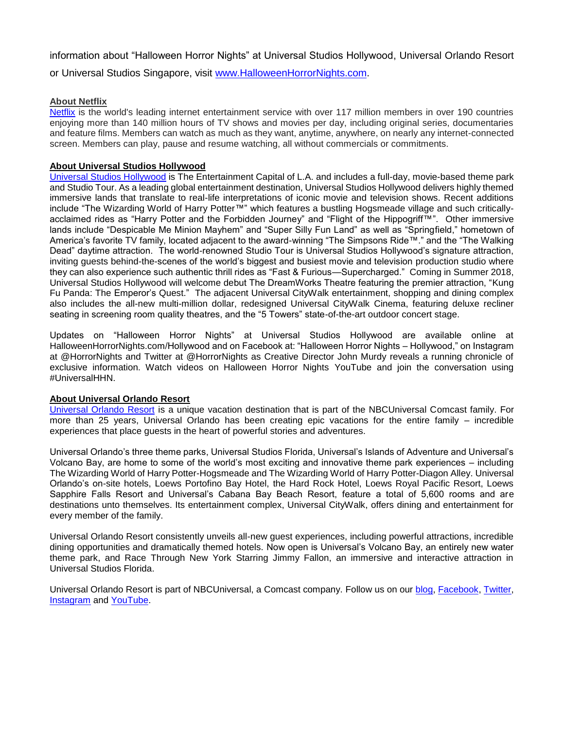information about “Halloween Horror Nights” at Universal Studios Hollywood, Universal Orlando Resort or Universal Studios Singapore, visit [www.HalloweenHorrorNights.com](www.HalloweenHorrorNights.com).

**About Netflix**

[Netflix](Netflix) is the world's leading internet entertainment service with over 117 million members in over 190 countries enjoying more than 140 million hours of TV shows and movies per day, including original series, documentaries and feature films. Members can watch as much as they want, anytime, anywhere, on nearly any internet-connected screen. Members can play, pause and resume watching, all without commercials or commitments.

**About Universal Studios Hollywood**

[Universal Studios Hollywood](Universal Studios Hollywood) is The Entertainment Capital of L.A. and includes a full-day, movie-based theme park and Studio Tour. As a leading global entertainment destination, Universal Studios Hollywood delivers highly themed immersive lands that translate to real-life interpretations of iconic movie and television shows. Recent additions include “The Wizarding World of Harry Potter™” which features a bustling Hogsmeade village and such critically-acclaimed rides as “Harry Potter and the Forbidden Journey” and “Flight of the Hippogriff™”. Other immersive lands include “Despicable Me Minion Mayhem” and “Super Silly Fun Land” as well as “Springfield,” hometown of America’s favorite TV family, located adjacent to the award-winning “The Simpsons Ride™.” and the “The Walking Dead” daytime attraction. The world-renowned Studio Tour is Universal Studios Hollywood’s signature attraction, inviting guests behind-the-scenes of the world’s biggest and busiest movie and television production studio where they can also experience such authentic thrill rides as “Fast & Furious—Supercharged.” Coming in Summer 2018, Universal Studios Hollywood will welcome debut The DreamWorks Theatre featuring the premier attraction, “Kung Fu Panda: The Emperor’s Quest.” The adjacent Universal CityWalk entertainment, shopping and dining complex also includes the all-new multi-million dollar, redesigned Universal CityWalk Cinema, featuring deluxe recliner seating in screening room quality theatres, and the “5 Towers” state-of-the-art outdoor concert stage.

Updates on “Halloween Horror Nights” at Universal Studios Hollywood are available online at HalloweenHorrorNights.com/Hollywood and on Facebook at: “Halloween Horror Nights – Hollywood,” on Instagram at @HorrorNights and Twitter at @HorrorNights as Creative Director John Murdy reveals a running chronicle of exclusive information. Watch videos on Halloween Horror Nights YouTube and join the conversation using #UniversalHHN.

**About Universal Orlando Resort**

[Universal Orlando Resort](Universal Orlando Resort) is a unique vacation destination that is part of the NBCUniversal Comcast family. For more than 25 years, Universal Orlando has been creating epic vacations for the entire family – incredible experiences that place guests in the heart of powerful stories and adventures.

Universal Orlando’s three theme parks, Universal Studios Florida, Universal’s Islands of Adventure and Universal’s Volcano Bay, are home to some of the world’s most exciting and innovative theme park experiences – including The Wizarding World of Harry Potter-Hogsmeade and The Wizarding World of Harry Potter-Diagon Alley. Universal Orlando’s on-site hotels, Loews Portofino Bay Hotel, the Hard Rock Hotel, Loews Royal Pacific Resort, Loews Sapphire Falls Resort and Universal’s Cabana Bay Beach Resort, feature a total of 5,600 rooms and are destinations unto themselves. Its entertainment complex, Universal CityWalk, offers dining and entertainment for every member of the family.

Universal Orlando Resort consistently unveils all-new guest experiences, including powerful attractions, incredible dining opportunities and dramatically themed hotels. Now open is Universal’s Volcano Bay, an entirely new water theme park, and Race Through New York Starring Jimmy Fallon, an immersive and interactive attraction in Universal Studios Florida.

Universal Orlando Resort is part of NBCUniversal, a Comcast company. Follow us on our blog, Facebook, Twitter, Instagram and YouTube.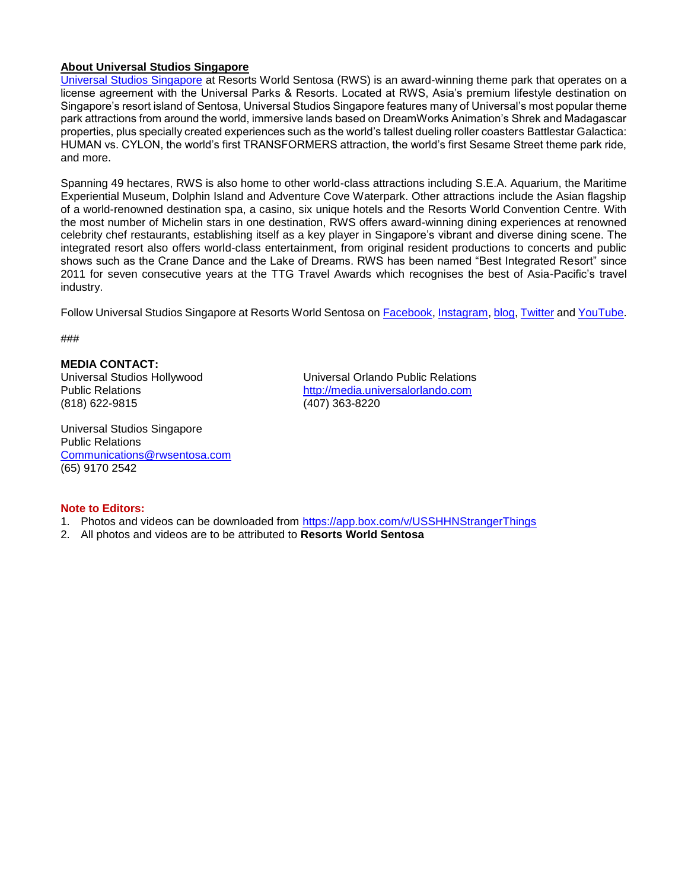**About Universal Studios Singapore**

Universal Studios Singapore at Resorts World Sentosa (RWS) is an award-winning theme park that operates on a license agreement with the Universal Parks & Resorts. Located at RWS, Asia's premium lifestyle destination on Singapore's resort island of Sentosa, Universal Studios Singapore features many of Universal's most popular theme park attractions from around the world, immersive lands based on DreamWorks Animation's Shrek and Madagascar properties, plus specially created experiences such as the world's tallest dueling roller coasters Battlestar Galactica: HUMAN vs. CYLON, the world's first TRANSFORMERS attraction, the world's first Sesame Street theme park ride, and more.

Spanning 49 hectares, RWS is also home to other world-class attractions including S.E.A. Aquarium, the Maritime Experiential Museum, Dolphin Island and Adventure Cove Waterpark. Other attractions include the Asian flagship of a world-renowned destination spa, a casino, six unique hotels and the Resorts World Convention Centre. With the most number of Michelin stars in one destination, RWS offers award-winning dining experiences at renowned celebrity chef restaurants, establishing itself as a key player in Singapore's vibrant and diverse dining scene. The integrated resort also offers world-class entertainment, from original resident productions to concerts and public shows such as the Crane Dance and the Lake of Dreams. RWS has been named "Best Integrated Resort" since 2011 for seven consecutive years at the TTG Travel Awards which recognises the best of Asia-Pacific's travel industry.

Follow Universal Studios Singapore at Resorts World Sentosa on Facebook, Instagram, blog, Twitter and YouTube.

###

**MEDIA CONTACT:**

Universal Studios Hollywood
Public Relations
(818) 622-9815

Universal Orlando Public Relations
http://media.universalorlando.com
(407) 363-8220

Universal Studios Singapore
Public Relations
Communications@rwsentosa.com
(65) 9170 2542

**Note to Editors:**

1. Photos and videos can be downloaded from https://app.box.com/v/USSHHNStrangerThings
2. All photos and videos are to be attributed to **Resorts World Sentosa**